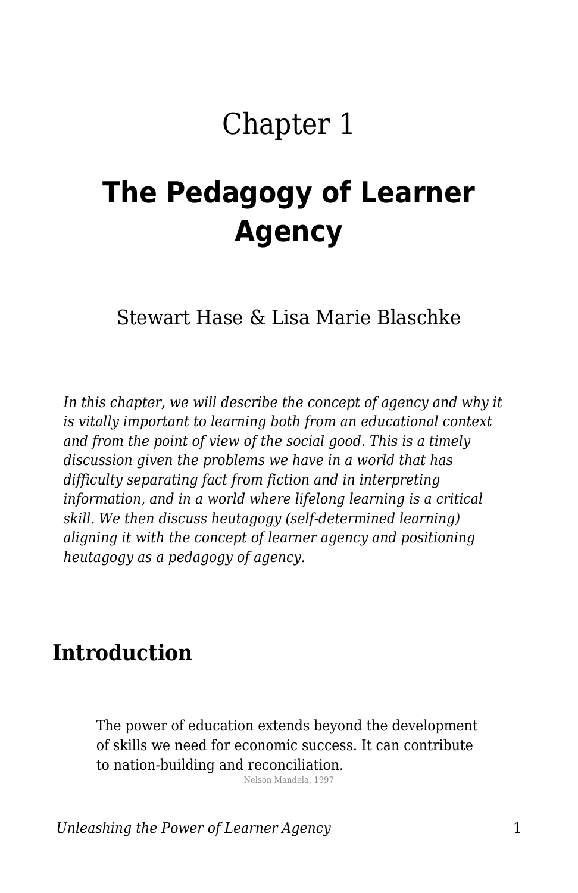# Chapter 1

# The Pedagogy of Learner Agency

Stewart Hase & Lisa Marie Blaschke

*In this chapter, we will describe the concept of agency and why it is vitally important to learning both from an educational context and from the point of view of the social good. This is a timely discussion given the problems we have in a world that has difficulty separating fact from fiction and in interpreting information, and in a world where lifelong learning is a critical skill. We then discuss heutagogy (self-determined learning) aligning it with the concept of learner agency and positioning heutagogy as a pedagogy of agency.*

## Introduction

> The power of education extends beyond the development of skills we need for economic success. It can contribute to nation-building and reconciliation.
>
> Nelson Mandela, 1997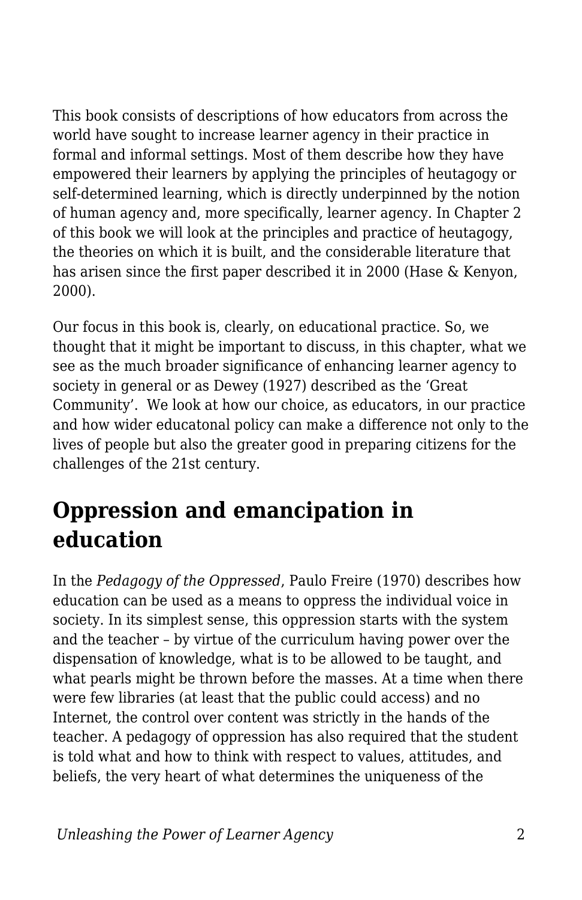This book consists of descriptions of how educators from across the world have sought to increase learner agency in their practice in formal and informal settings. Most of them describe how they have empowered their learners by applying the principles of heutagogy or self-determined learning, which is directly underpinned by the notion of human agency and, more specifically, learner agency. In Chapter 2 of this book we will look at the principles and practice of heutagogy, the theories on which it is built, and the considerable literature that has arisen since the first paper described it in 2000 (Hase & Kenyon, 2000).

Our focus in this book is, clearly, on educational practice. So, we thought that it might be important to discuss, in this chapter, what we see as the much broader significance of enhancing learner agency to society in general or as Dewey (1927) described as the 'Great Community'. We look at how our choice, as educators, in our practice and how wider educatonal policy can make a difference not only to the lives of people but also the greater good in preparing citizens for the challenges of the 21st century.

## Oppression and emancipation in education

In the *Pedagogy of the Oppressed*, Paulo Freire (1970) describes how education can be used as a means to oppress the individual voice in society. In its simplest sense, this oppression starts with the system and the teacher – by virtue of the curriculum having power over the dispensation of knowledge, what is to be allowed to be taught, and what pearls might be thrown before the masses. At a time when there were few libraries (at least that the public could access) and no Internet, the control over content was strictly in the hands of the teacher. A pedagogy of oppression has also required that the student is told what and how to think with respect to values, attitudes, and beliefs, the very heart of what determines the uniqueness of the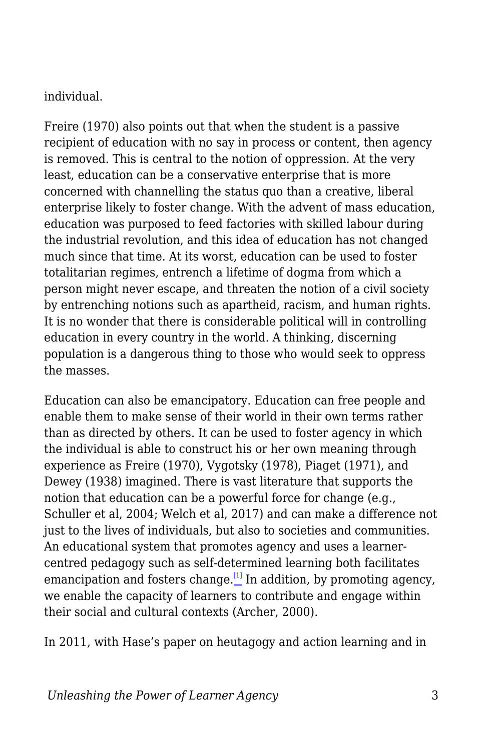individual.

Freire (1970) also points out that when the student is a passive recipient of education with no say in process or content, then agency is removed. This is central to the notion of oppression. At the very least, education can be a conservative enterprise that is more concerned with channelling the status quo than a creative, liberal enterprise likely to foster change. With the advent of mass education, education was purposed to feed factories with skilled labour during the industrial revolution, and this idea of education has not changed much since that time. At its worst, education can be used to foster totalitarian regimes, entrench a lifetime of dogma from which a person might never escape, and threaten the notion of a civil society by entrenching notions such as apartheid, racism, and human rights. It is no wonder that there is considerable political will in controlling education in every country in the world. A thinking, discerning population is a dangerous thing to those who would seek to oppress the masses.

Education can also be emancipatory. Education can free people and enable them to make sense of their world in their own terms rather than as directed by others. It can be used to foster agency in which the individual is able to construct his or her own meaning through experience as Freire (1970), Vygotsky (1978), Piaget (1971), and Dewey (1938) imagined. There is vast literature that supports the notion that education can be a powerful force for change (e.g., Schuller et al, 2004; Welch et al, 2017) and can make a difference not just to the lives of individuals, but also to societies and communities. An educational system that promotes agency and uses a learner-centred pedagogy such as self-determined learning both facilitates emancipation and fosters change.[1] In addition, by promoting agency, we enable the capacity of learners to contribute and engage within their social and cultural contexts (Archer, 2000).

In 2011, with Hase's paper on heutagogy and action learning and in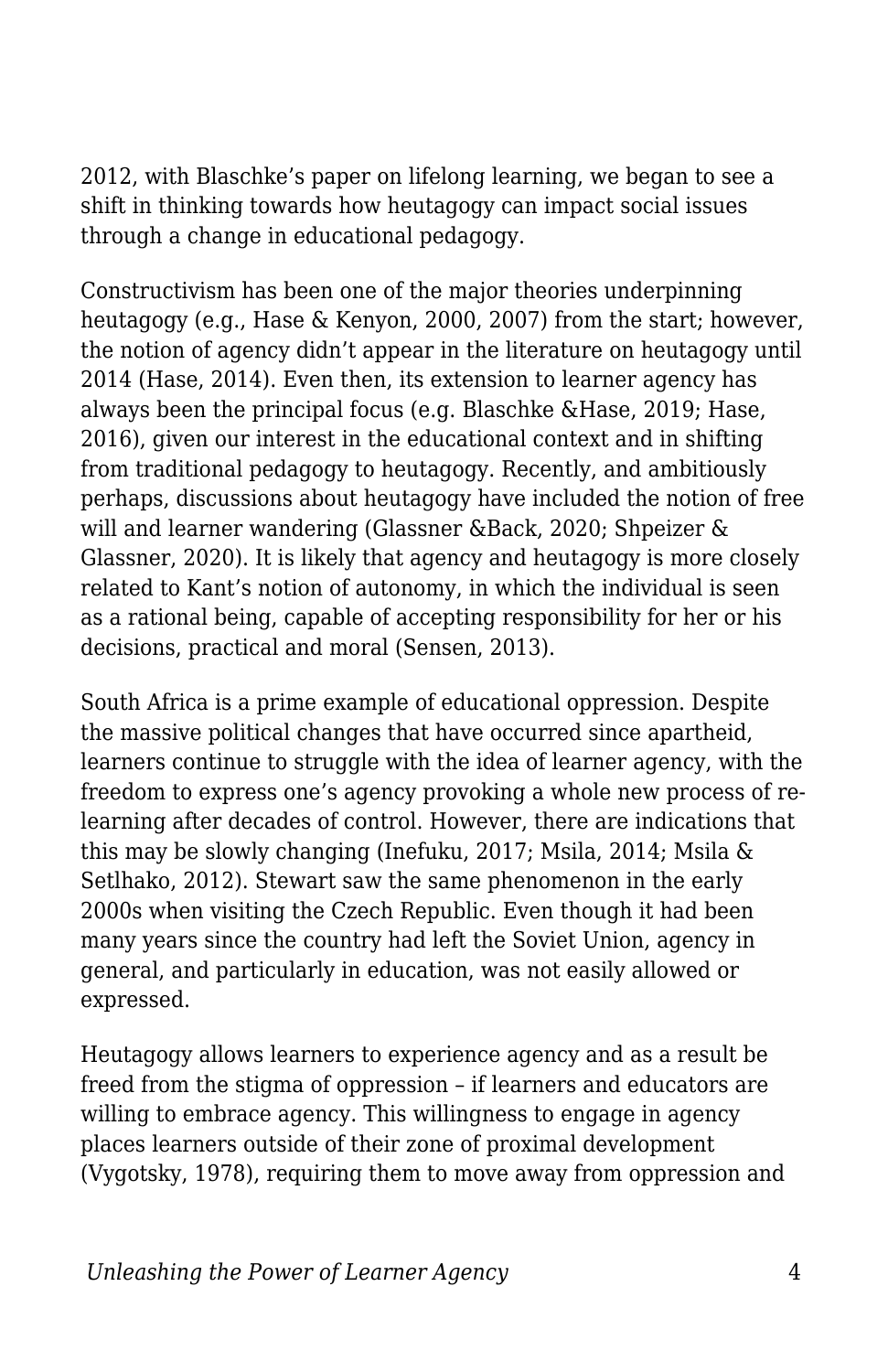2012, with Blaschke's paper on lifelong learning, we began to see a shift in thinking towards how heutagogy can impact social issues through a change in educational pedagogy.

Constructivism has been one of the major theories underpinning heutagogy (e.g., Hase & Kenyon, 2000, 2007) from the start; however, the notion of agency didn't appear in the literature on heutagogy until 2014 (Hase, 2014). Even then, its extension to learner agency has always been the principal focus (e.g. Blaschke &Hase, 2019; Hase, 2016), given our interest in the educational context and in shifting from traditional pedagogy to heutagogy. Recently, and ambitiously perhaps, discussions about heutagogy have included the notion of free will and learner wandering (Glassner &Back, 2020; Shpeizer & Glassner, 2020). It is likely that agency and heutagogy is more closely related to Kant's notion of autonomy, in which the individual is seen as a rational being, capable of accepting responsibility for her or his decisions, practical and moral (Sensen, 2013).

South Africa is a prime example of educational oppression. Despite the massive political changes that have occurred since apartheid, learners continue to struggle with the idea of learner agency, with the freedom to express one's agency provoking a whole new process of re-learning after decades of control. However, there are indications that this may be slowly changing (Inefuku, 2017; Msila, 2014; Msila & Setlhako, 2012). Stewart saw the same phenomenon in the early 2000s when visiting the Czech Republic. Even though it had been many years since the country had left the Soviet Union, agency in general, and particularly in education, was not easily allowed or expressed.

Heutagogy allows learners to experience agency and as a result be freed from the stigma of oppression – if learners and educators are willing to embrace agency. This willingness to engage in agency places learners outside of their zone of proximal development (Vygotsky, 1978), requiring them to move away from oppression and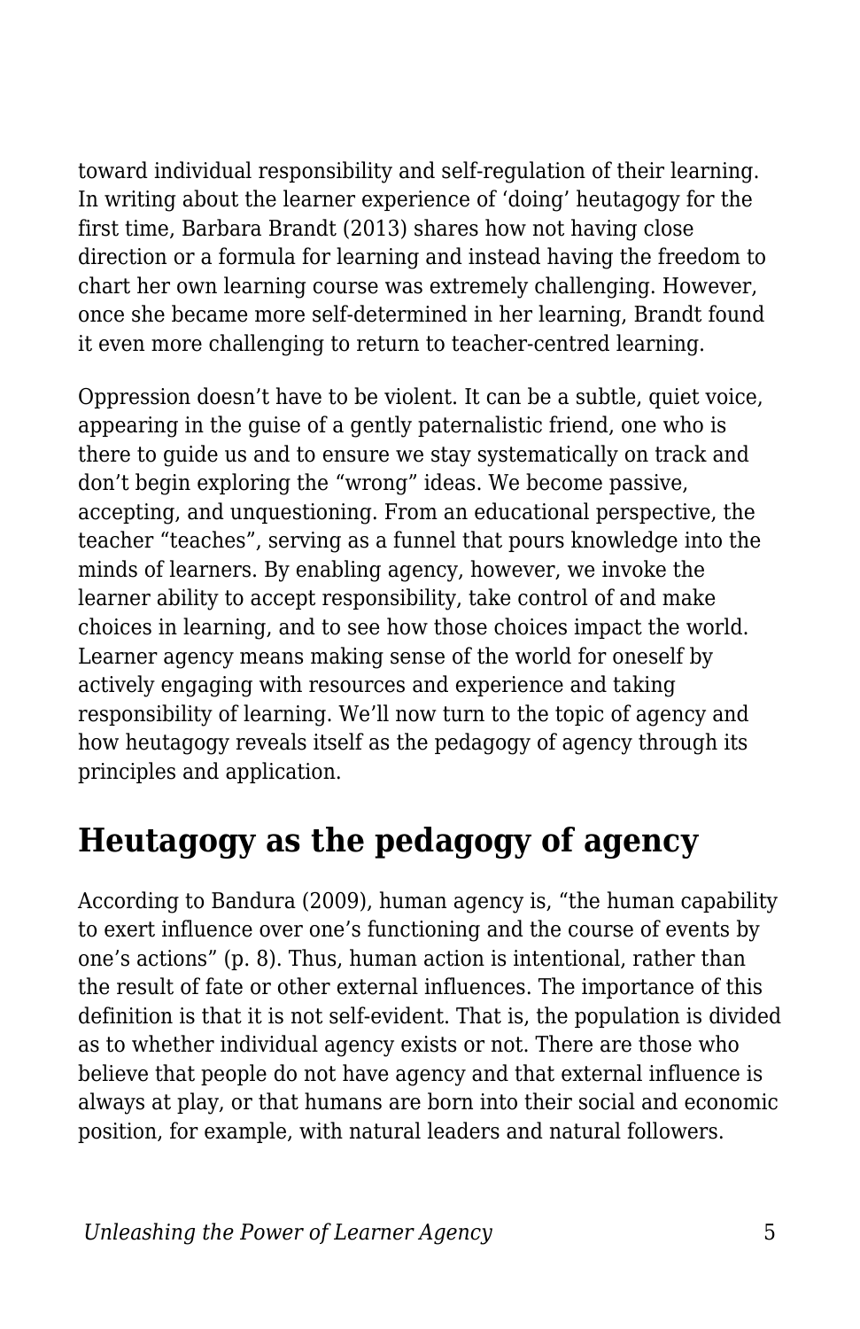toward individual responsibility and self-regulation of their learning. In writing about the learner experience of 'doing' heutagogy for the first time, Barbara Brandt (2013) shares how not having close direction or a formula for learning and instead having the freedom to chart her own learning course was extremely challenging. However, once she became more self-determined in her learning, Brandt found it even more challenging to return to teacher-centred learning.

Oppression doesn't have to be violent. It can be a subtle, quiet voice, appearing in the guise of a gently paternalistic friend, one who is there to guide us and to ensure we stay systematically on track and don't begin exploring the "wrong" ideas. We become passive, accepting, and unquestioning. From an educational perspective, the teacher "teaches", serving as a funnel that pours knowledge into the minds of learners. By enabling agency, however, we invoke the learner ability to accept responsibility, take control of and make choices in learning, and to see how those choices impact the world. Learner agency means making sense of the world for oneself by actively engaging with resources and experience and taking responsibility of learning. We'll now turn to the topic of agency and how heutagogy reveals itself as the pedagogy of agency through its principles and application.

## Heutagogy as the pedagogy of agency

According to Bandura (2009), human agency is, "the human capability to exert influence over one's functioning and the course of events by one's actions" (p. 8). Thus, human action is intentional, rather than the result of fate or other external influences. The importance of this definition is that it is not self-evident. That is, the population is divided as to whether individual agency exists or not. There are those who believe that people do not have agency and that external influence is always at play, or that humans are born into their social and economic position, for example, with natural leaders and natural followers.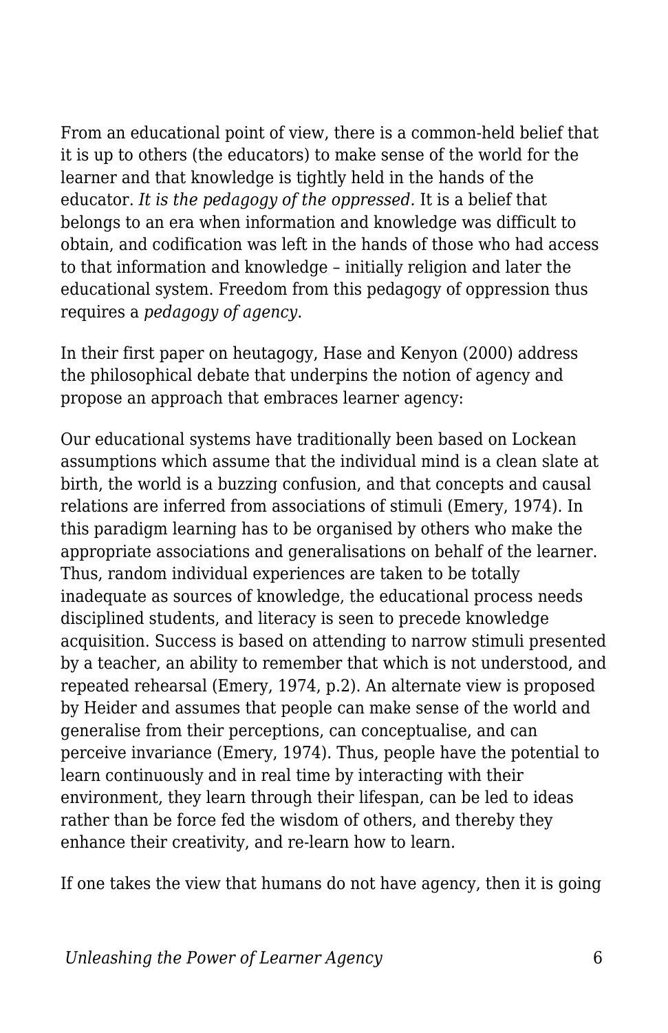From an educational point of view, there is a common-held belief that it is up to others (the educators) to make sense of the world for the learner and that knowledge is tightly held in the hands of the educator. *It is the pedagogy of the oppressed.* It is a belief that belongs to an era when information and knowledge was difficult to obtain, and codification was left in the hands of those who had access to that information and knowledge – initially religion and later the educational system. Freedom from this pedagogy of oppression thus requires a *pedagogy of agency*.

In their first paper on heutagogy, Hase and Kenyon (2000) address the philosophical debate that underpins the notion of agency and propose an approach that embraces learner agency:

Our educational systems have traditionally been based on Lockean assumptions which assume that the individual mind is a clean slate at birth, the world is a buzzing confusion, and that concepts and causal relations are inferred from associations of stimuli (Emery, 1974). In this paradigm learning has to be organised by others who make the appropriate associations and generalisations on behalf of the learner. Thus, random individual experiences are taken to be totally inadequate as sources of knowledge, the educational process needs disciplined students, and literacy is seen to precede knowledge acquisition. Success is based on attending to narrow stimuli presented by a teacher, an ability to remember that which is not understood, and repeated rehearsal (Emery, 1974, p.2). An alternate view is proposed by Heider and assumes that people can make sense of the world and generalise from their perceptions, can conceptualise, and can perceive invariance (Emery, 1974). Thus, people have the potential to learn continuously and in real time by interacting with their environment, they learn through their lifespan, can be led to ideas rather than be force fed the wisdom of others, and thereby they enhance their creativity, and re-learn how to learn.

If one takes the view that humans do not have agency, then it is going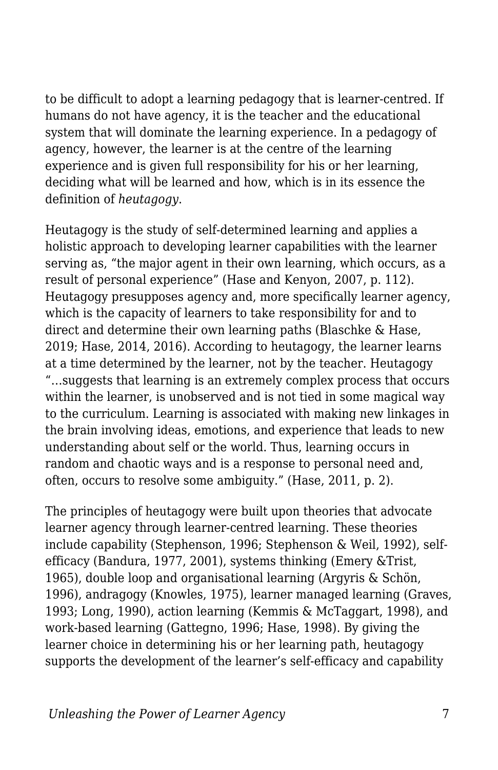to be difficult to adopt a learning pedagogy that is learner-centred. If humans do not have agency, it is the teacher and the educational system that will dominate the learning experience. In a pedagogy of agency, however, the learner is at the centre of the learning experience and is given full responsibility for his or her learning, deciding what will be learned and how, which is in its essence the definition of *heutagogy*.

Heutagogy is the study of self-determined learning and applies a holistic approach to developing learner capabilities with the learner serving as, "the major agent in their own learning, which occurs, as a result of personal experience" (Hase and Kenyon, 2007, p. 112). Heutagogy presupposes agency and, more specifically learner agency, which is the capacity of learners to take responsibility for and to direct and determine their own learning paths (Blaschke & Hase, 2019; Hase, 2014, 2016). According to heutagogy, the learner learns at a time determined by the learner, not by the teacher. Heutagogy "…suggests that learning is an extremely complex process that occurs within the learner, is unobserved and is not tied in some magical way to the curriculum. Learning is associated with making new linkages in the brain involving ideas, emotions, and experience that leads to new understanding about self or the world. Thus, learning occurs in random and chaotic ways and is a response to personal need and, often, occurs to resolve some ambiguity." (Hase, 2011, p. 2).

The principles of heutagogy were built upon theories that advocate learner agency through learner-centred learning. These theories include capability (Stephenson, 1996; Stephenson & Weil, 1992), self-efficacy (Bandura, 1977, 2001), systems thinking (Emery &Trist, 1965), double loop and organisational learning (Argyris & Schön, 1996), andragogy (Knowles, 1975), learner managed learning (Graves, 1993; Long, 1990), action learning (Kemmis & McTaggart, 1998), and work-based learning (Gattegno, 1996; Hase, 1998). By giving the learner choice in determining his or her learning path, heutagogy supports the development of the learner's self-efficacy and capability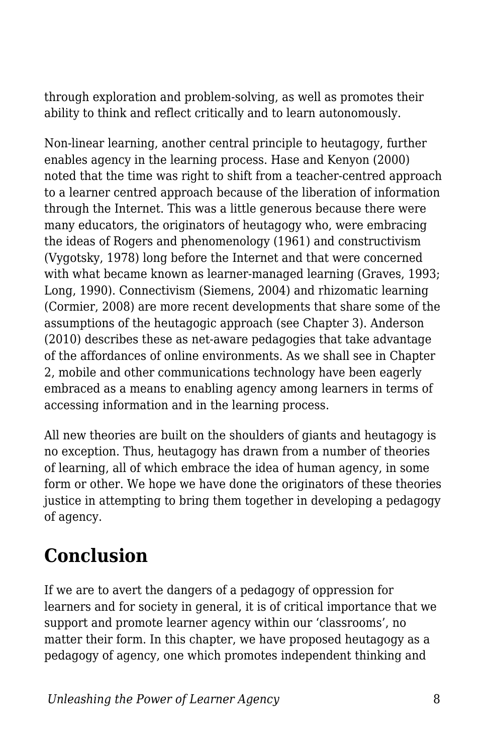through exploration and problem-solving, as well as promotes their ability to think and reflect critically and to learn autonomously.

Non-linear learning, another central principle to heutagogy, further enables agency in the learning process. Hase and Kenyon (2000) noted that the time was right to shift from a teacher-centred approach to a learner centred approach because of the liberation of information through the Internet. This was a little generous because there were many educators, the originators of heutagogy who, were embracing the ideas of Rogers and phenomenology (1961) and constructivism (Vygotsky, 1978) long before the Internet and that were concerned with what became known as learner-managed learning (Graves, 1993; Long, 1990). Connectivism (Siemens, 2004) and rhizomatic learning (Cormier, 2008) are more recent developments that share some of the assumptions of the heutagogic approach (see Chapter 3). Anderson (2010) describes these as net-aware pedagogies that take advantage of the affordances of online environments. As we shall see in Chapter 2, mobile and other communications technology have been eagerly embraced as a means to enabling agency among learners in terms of accessing information and in the learning process.

All new theories are built on the shoulders of giants and heutagogy is no exception. Thus, heutagogy has drawn from a number of theories of learning, all of which embrace the idea of human agency, in some form or other. We hope we have done the originators of these theories justice in attempting to bring them together in developing a pedagogy of agency.

## Conclusion

If we are to avert the dangers of a pedagogy of oppression for learners and for society in general, it is of critical importance that we support and promote learner agency within our 'classrooms', no matter their form. In this chapter, we have proposed heutagogy as a pedagogy of agency, one which promotes independent thinking and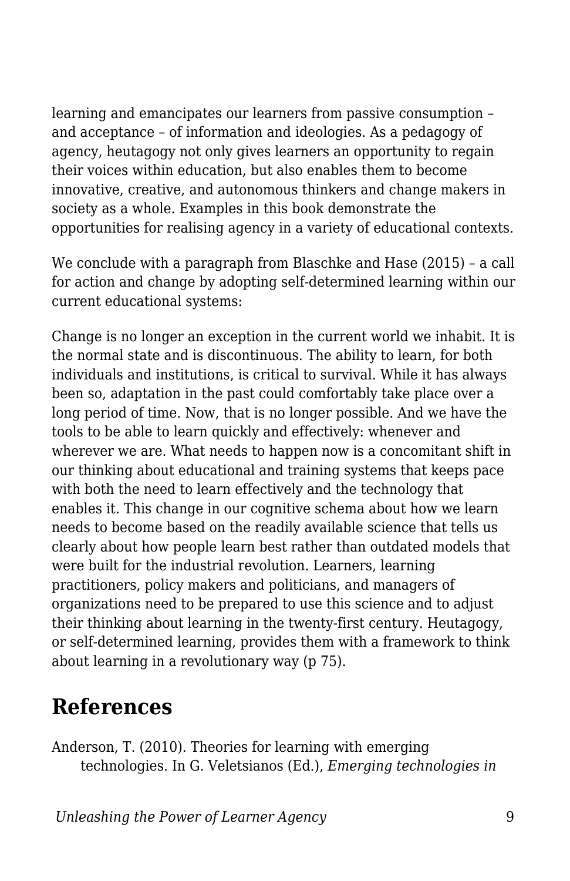learning and emancipates our learners from passive consumption – and acceptance – of information and ideologies. As a pedagogy of agency, heutagogy not only gives learners an opportunity to regain their voices within education, but also enables them to become innovative, creative, and autonomous thinkers and change makers in society as a whole. Examples in this book demonstrate the opportunities for realising agency in a variety of educational contexts.

We conclude with a paragraph from Blaschke and Hase (2015) – a call for action and change by adopting self-determined learning within our current educational systems:

Change is no longer an exception in the current world we inhabit. It is the normal state and is discontinuous. The ability to learn, for both individuals and institutions, is critical to survival. While it has always been so, adaptation in the past could comfortably take place over a long period of time. Now, that is no longer possible. And we have the tools to be able to learn quickly and effectively: whenever and wherever we are. What needs to happen now is a concomitant shift in our thinking about educational and training systems that keeps pace with both the need to learn effectively and the technology that enables it. This change in our cognitive schema about how we learn needs to become based on the readily available science that tells us clearly about how people learn best rather than outdated models that were built for the industrial revolution. Learners, learning practitioners, policy makers and politicians, and managers of organizations need to be prepared to use this science and to adjust their thinking about learning in the twenty-first century. Heutagogy, or self-determined learning, provides them with a framework to think about learning in a revolutionary way (p 75).

## References

Anderson, T. (2010). Theories for learning with emerging technologies. In G. Veletsianos (Ed.), *Emerging technologies in*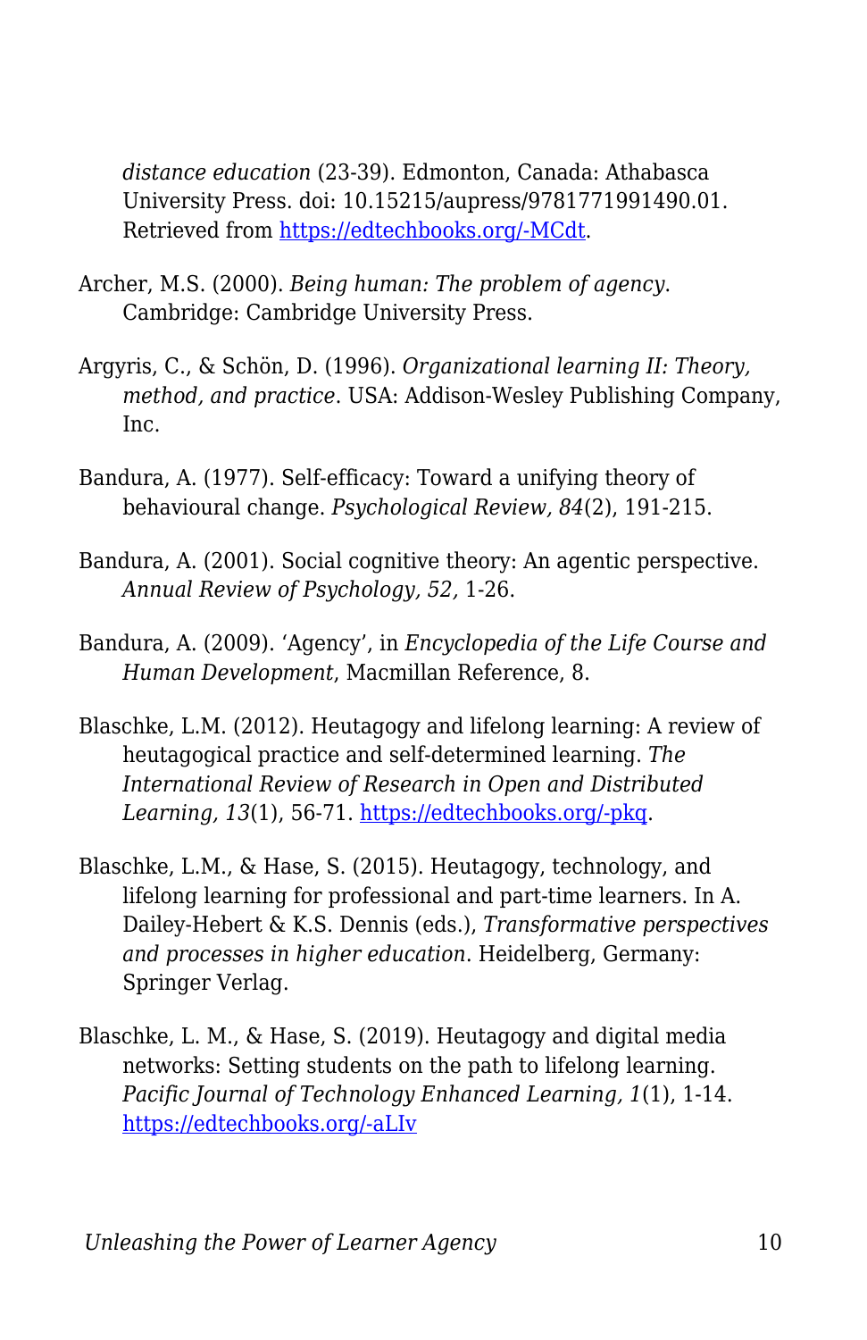*distance education* (23-39). Edmonton, Canada: Athabasca University Press. doi: 10.15215/aupress/9781771991490.01. Retrieved from https://edtechbooks.org/-MCdt.

Archer, M.S. (2000). *Being human: The problem of agency*. Cambridge: Cambridge University Press.

Argyris, C., & Schön, D. (1996). *Organizational learning II: Theory, method, and practice*. USA: Addison-Wesley Publishing Company, Inc.

Bandura, A. (1977). Self-efficacy: Toward a unifying theory of behavioural change. *Psychological Review, 84*(2), 191-215.

Bandura, A. (2001). Social cognitive theory: An agentic perspective. *Annual Review of Psychology, 52,* 1-26.

Bandura, A. (2009). 'Agency', in *Encyclopedia of the Life Course and Human Development*, Macmillan Reference, 8.

Blaschke, L.M. (2012). Heutagogy and lifelong learning: A review of heutagogical practice and self-determined learning. *The International Review of Research in Open and Distributed Learning, 13*(1), 56-71. https://edtechbooks.org/-pkq.

Blaschke, L.M., & Hase, S. (2015). Heutagogy, technology, and lifelong learning for professional and part-time learners. In A. Dailey-Hebert & K.S. Dennis (eds.), *Transformative perspectives and processes in higher education*. Heidelberg, Germany: Springer Verlag.

Blaschke, L. M., & Hase, S. (2019). Heutagogy and digital media networks: Setting students on the path to lifelong learning. *Pacific Journal of Technology Enhanced Learning, 1*(1), 1-14. https://edtechbooks.org/-aLIv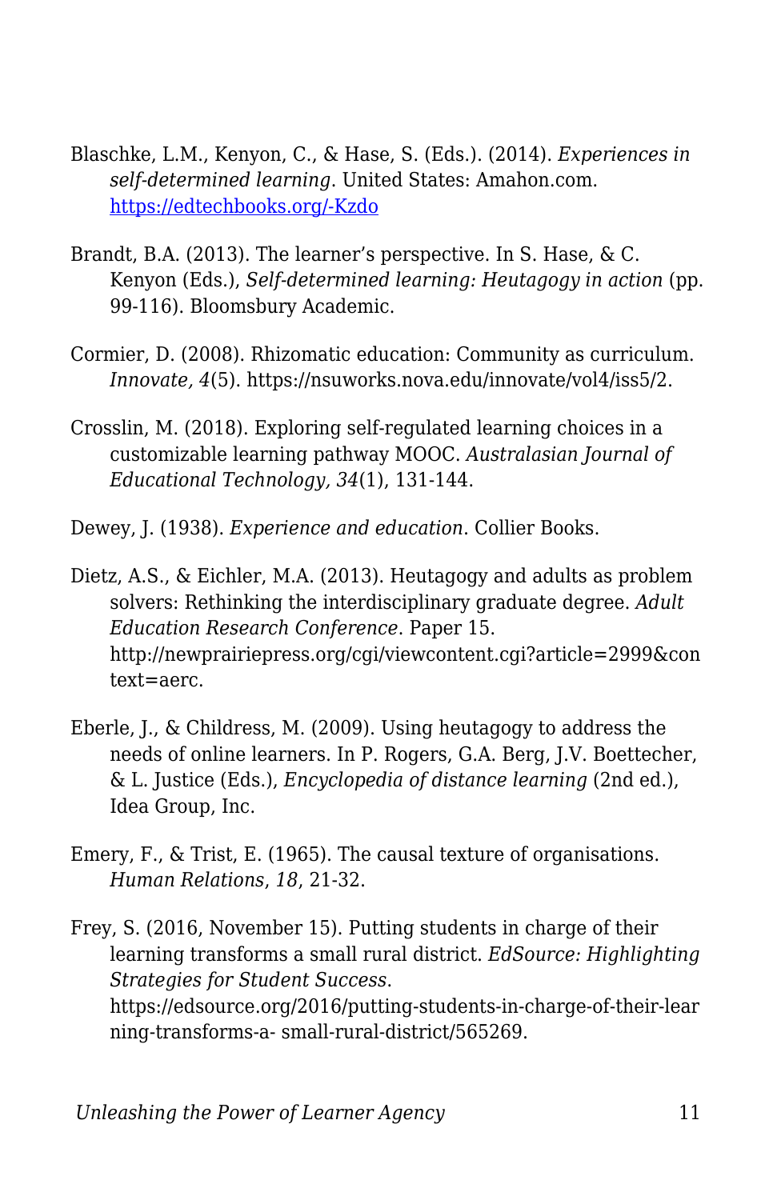Blaschke, L.M., Kenyon, C., & Hase, S. (Eds.). (2014). *Experiences in self-determined learning*. United States: Amahon.com. [https://edtechbooks.org/-Kzdo](https://edtechbooks.org/-Kzdo)

Brandt, B.A. (2013). The learner's perspective. In S. Hase, & C. Kenyon (Eds.), *Self-determined learning: Heutagogy in action* (pp. 99-116). Bloomsbury Academic.

Cormier, D. (2008). Rhizomatic education: Community as curriculum. *Innovate, 4*(5). https://nsuworks.nova.edu/innovate/vol4/iss5/2.

Crosslin, M. (2018). Exploring self-regulated learning choices in a customizable learning pathway MOOC. *Australasian Journal of Educational Technology, 34*(1), 131-144.

Dewey, J. (1938). *Experience and education*. Collier Books.

Dietz, A.S., & Eichler, M.A. (2013). Heutagogy and adults as problem solvers: Rethinking the interdisciplinary graduate degree. *Adult Education Research Conference*. Paper 15. http://newprairiepress.org/cgi/viewcontent.cgi?article=2999&context=aerc.

Eberle, J., & Childress, M. (2009). Using heutagogy to address the needs of online learners. In P. Rogers, G.A. Berg, J.V. Boettecher, & L. Justice (Eds.), *Encyclopedia of distance learning* (2nd ed.), Idea Group, Inc.

Emery, F., & Trist, E. (1965). The causal texture of organisations. *Human Relations*, *18*, 21-32.

Frey, S. (2016, November 15). Putting students in charge of their learning transforms a small rural district. *EdSource: Highlighting Strategies for Student Success*. https://edsource.org/2016/putting-students-in-charge-of-their-learning-transforms-a- small-rural-district/565269.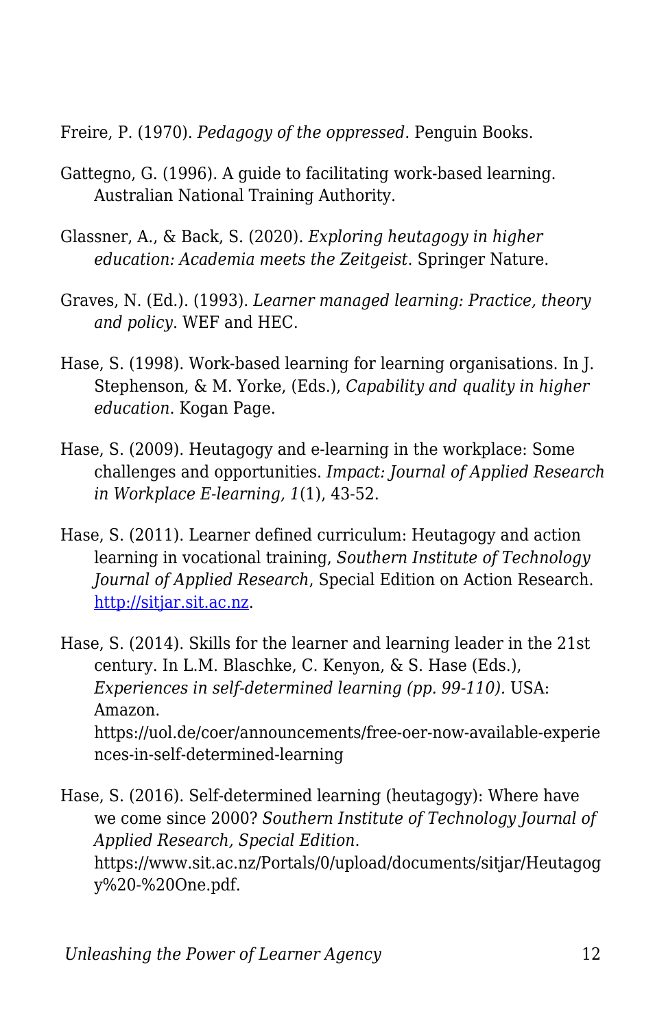Freire, P. (1970). *Pedagogy of the oppressed*. Penguin Books.

Gattegno, G. (1996). A guide to facilitating work-based learning. Australian National Training Authority.

Glassner, A., & Back, S. (2020). *Exploring heutagogy in higher education: Academia meets the Zeitgeist*. Springer Nature.

Graves, N. (Ed.). (1993). *Learner managed learning: Practice, theory and policy*. WEF and HEC.

Hase, S. (1998). Work-based learning for learning organisations. In J. Stephenson, & M. Yorke, (Eds.), *Capability and quality in higher education*. Kogan Page.

Hase, S. (2009). Heutagogy and e-learning in the workplace: Some challenges and opportunities. *Impact: Journal of Applied Research in Workplace E-learning, 1*(1), 43-52.

Hase, S. (2011). Learner defined curriculum: Heutagogy and action learning in vocational training, *Southern Institute of Technology Journal of Applied Research*, Special Edition on Action Research. [http://sitjar.sit.ac.nz](http://sitjar.sit.ac.nz).

Hase, S. (2014). Skills for the learner and learning leader in the 21st century. In L.M. Blaschke, C. Kenyon, & S. Hase (Eds.), *Experiences in self-determined learning (pp. 99-110).* USA: Amazon. https://uol.de/coer/announcements/free-oer-now-available-experiences-in-self-determined-learning

Hase, S. (2016). Self-determined learning (heutagogy): Where have we come since 2000? *Southern Institute of Technology Journal of Applied Research, Special Edition*. https://www.sit.ac.nz/Portals/0/upload/documents/sitjar/Heutagogy%20-%20One.pdf.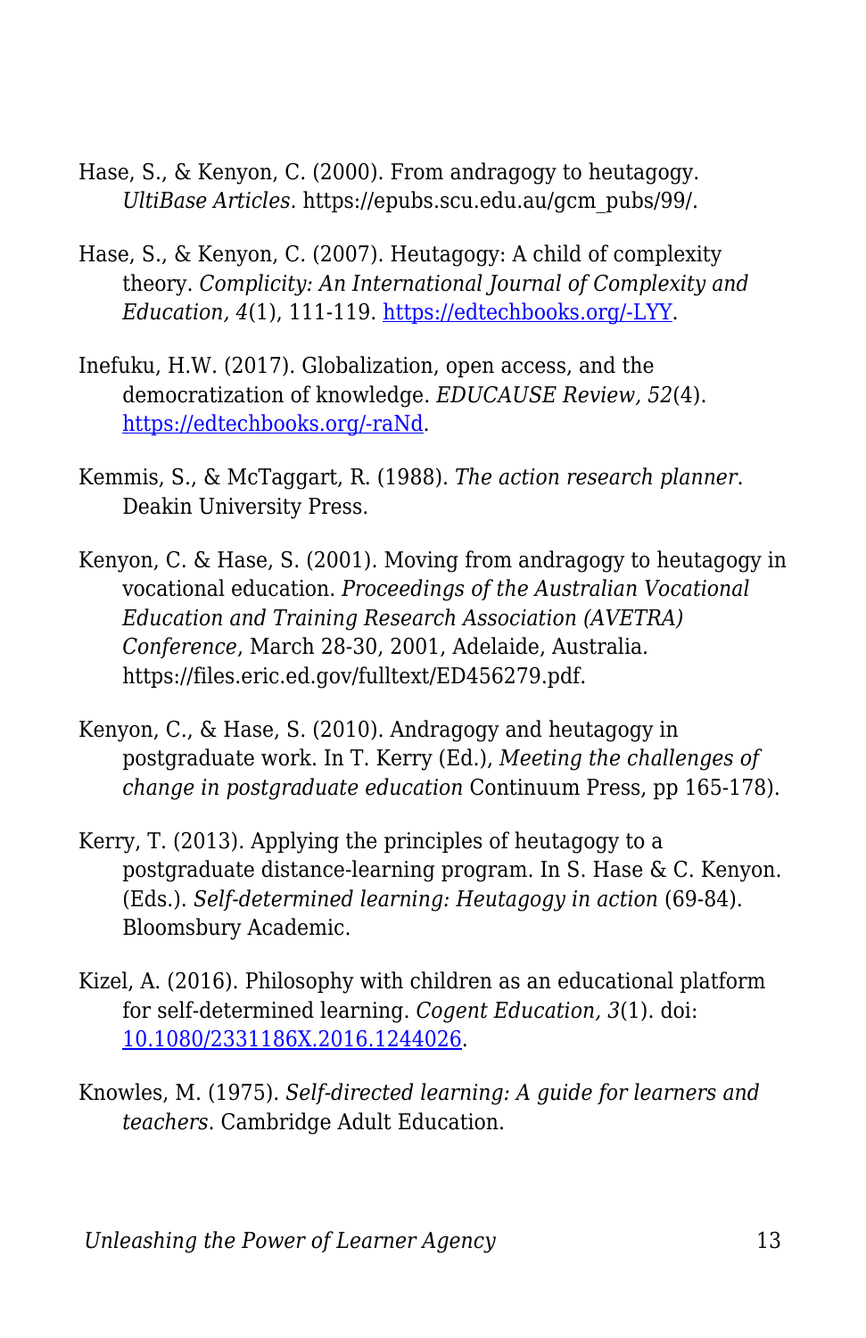Hase, S., & Kenyon, C. (2000). From andragogy to heutagogy. *UltiBase Articles*. https://epubs.scu.edu.au/gcm_pubs/99/.

Hase, S., & Kenyon, C. (2007). Heutagogy: A child of complexity theory. *Complicity: An International Journal of Complexity and Education, 4*(1), 111-119. [https://edtechbooks.org/-LYY](https://edtechbooks.org/-LYY).

Inefuku, H.W. (2017). Globalization, open access, and the democratization of knowledge. *EDUCAUSE Review, 52*(4). [https://edtechbooks.org/-raNd](https://edtechbooks.org/-raNd).

Kemmis, S., & McTaggart, R. (1988). *The action research planner*. Deakin University Press.

Kenyon, C. & Hase, S. (2001). Moving from andragogy to heutagogy in vocational education. *Proceedings of the Australian Vocational Education and Training Research Association (AVETRA) Conference*, March 28-30, 2001, Adelaide, Australia. https://files.eric.ed.gov/fulltext/ED456279.pdf.

Kenyon, C., & Hase, S. (2010). Andragogy and heutagogy in postgraduate work. In T. Kerry (Ed.), *Meeting the challenges of change in postgraduate education* Continuum Press, pp 165-178).

Kerry, T. (2013). Applying the principles of heutagogy to a postgraduate distance-learning program. In S. Hase & C. Kenyon. (Eds.). *Self-determined learning: Heutagogy in action* (69-84). Bloomsbury Academic.

Kizel, A. (2016). Philosophy with children as an educational platform for self-determined learning. *Cogent Education, 3*(1). doi: [10.1080/2331186X.2016.1244026](https://doi.org/10.1080/2331186X.2016.1244026).

Knowles, M. (1975). *Self-directed learning: A guide for learners and teachers*. Cambridge Adult Education.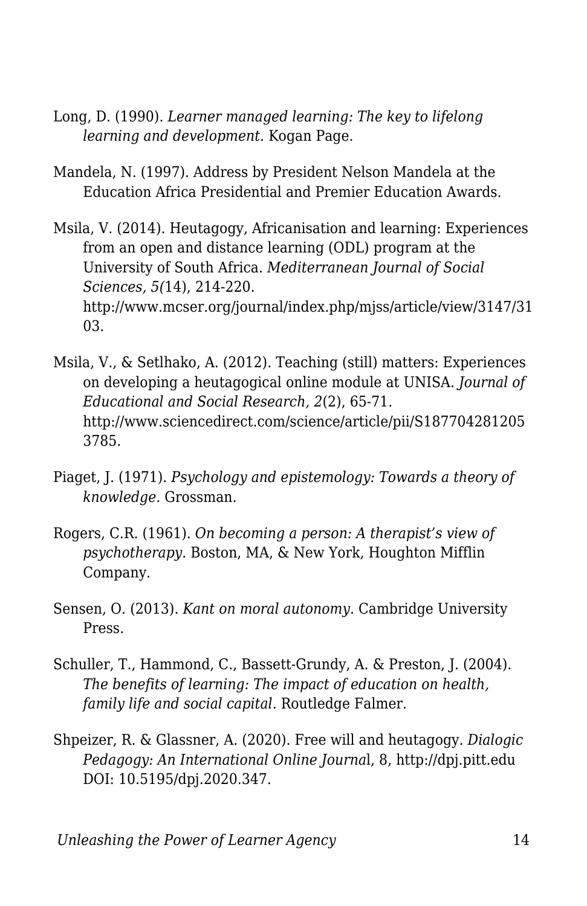Long, D. (1990). *Learner managed learning: The key to lifelong learning and development*. Kogan Page.

Mandela, N. (1997). Address by President Nelson Mandela at the Education Africa Presidential and Premier Education Awards.

Msila, V. (2014). Heutagogy, Africanisation and learning: Experiences from an open and distance learning (ODL) program at the University of South Africa. *Mediterranean Journal of Social Sciences, 5(*14), 214-220. http://www.mcser.org/journal/index.php/mjss/article/view/3147/3103.

Msila, V., & Setlhako, A. (2012). Teaching (still) matters: Experiences on developing a heutagogical online module at UNISA. *Journal of Educational and Social Research, 2*(2), 65-71. http://www.sciencedirect.com/science/article/pii/S1877042812053785.

Piaget, J. (1971). *Psychology and epistemology: Towards a theory of knowledge.* Grossman.

Rogers, C.R. (1961). *On becoming a person: A therapist's view of psychotherapy*. Boston, MA, & New York, Houghton Mifflin Company.

Sensen, O. (2013). *Kant on moral autonomy*. Cambridge University Press.

Schuller, T., Hammond, C., Bassett-Grundy, A. & Preston, J. (2004). *The benefits of learning: The impact of education on health, family life and social capital*. Routledge Falmer.

Shpeizer, R. & Glassner, A. (2020). Free will and heutagogy. *Dialogic Pedagogy: An International Online Journa*l, 8, http://dpj.pitt.edu DOI: 10.5195/dpj.2020.347.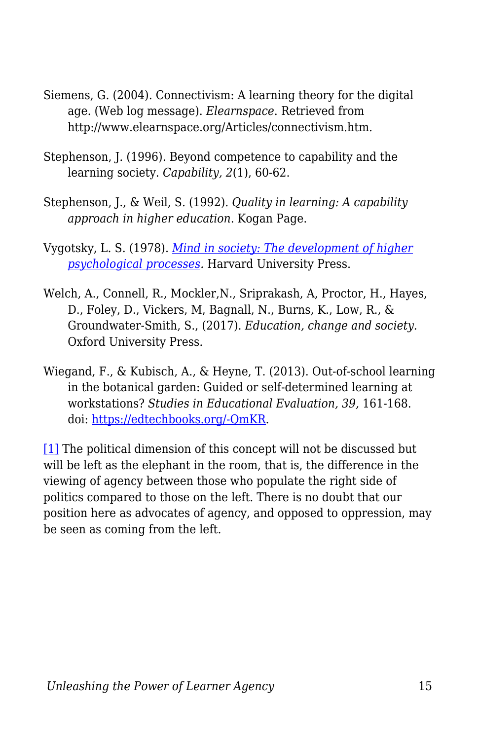Siemens, G. (2004). Connectivism: A learning theory for the digital age. (Web log message). *Elearnspace*. Retrieved from http://www.elearnspace.org/Articles/connectivism.htm.

Stephenson, J. (1996). Beyond competence to capability and the learning society. *Capability, 2*(1), 60-62.

Stephenson, J., & Weil, S. (1992). *Quality in learning: A capability approach in higher education*. Kogan Page.

Vygotsky, L. S. (1978). *Mind in society: The development of higher psychological processes*. Harvard University Press.

Welch, A., Connell, R., Mockler,N., Sriprakash, A, Proctor, H., Hayes, D., Foley, D., Vickers, M, Bagnall, N., Burns, K., Low, R., & Groundwater-Smith, S., (2017). *Education, change and society.* Oxford University Press.

Wiegand, F., & Kubisch, A., & Heyne, T. (2013). Out-of-school learning in the botanical garden: Guided or self-determined learning at workstations? *Studies in Educational Evaluation, 39,* 161-168. doi: https://edtechbooks.org/-QmKR.

[1] The political dimension of this concept will not be discussed but will be left as the elephant in the room, that is, the difference in the viewing of agency between those who populate the right side of politics compared to those on the left. There is no doubt that our position here as advocates of agency, and opposed to oppression, may be seen as coming from the left.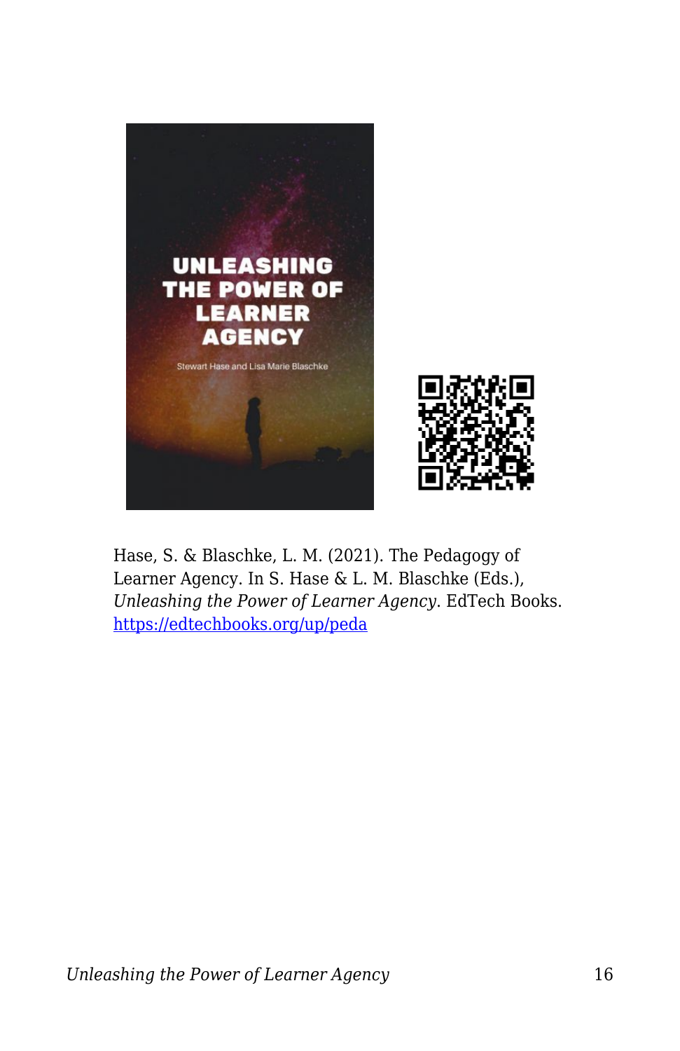Hase, S. & Blaschke, L. M. (2021). The Pedagogy of Learner Agency. In S. Hase & L. M. Blaschke (Eds.), *Unleashing the Power of Learner Agency*. EdTech Books. https://edtechbooks.org/up/peda